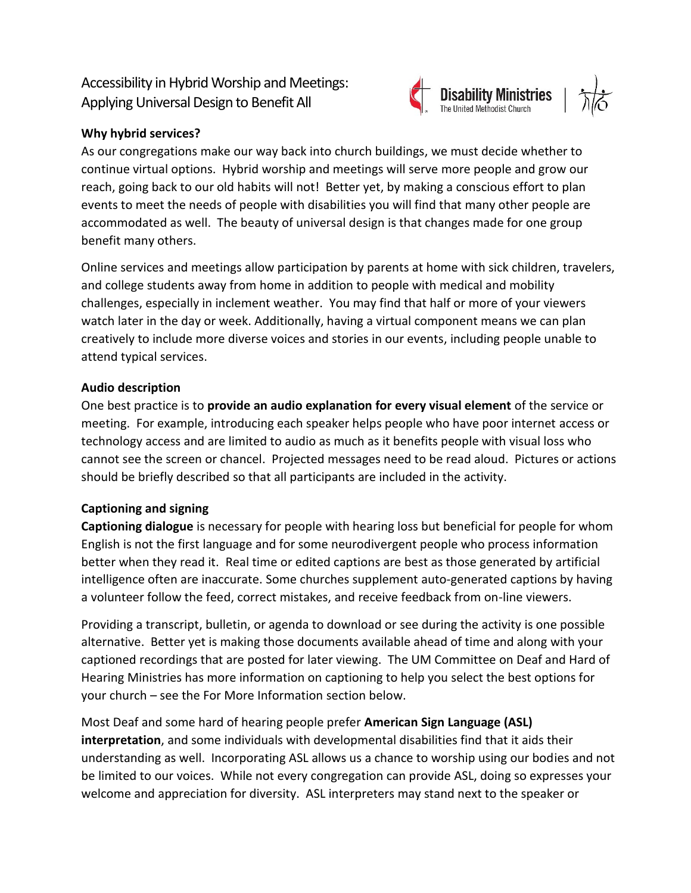# Accessibility in Hybrid Worship and Meetings: Applying Universal Design to Benefit All

Disability Ministries
The United Methodist Church

### Why hybrid services?

As our congregations make our way back into church buildings, we must decide whether to continue virtual options. Hybrid worship and meetings will serve more people and grow our reach, going back to our old habits will not! Better yet, by making a conscious effort to plan events to meet the needs of people with disabilities you will find that many other people are accommodated as well. The beauty of universal design is that changes made for one group benefit many others.

Online services and meetings allow participation by parents at home with sick children, travelers, and college students away from home in addition to people with medical and mobility challenges, especially in inclement weather. You may find that half or more of your viewers watch later in the day or week. Additionally, having a virtual component means we can plan creatively to include more diverse voices and stories in our events, including people unable to attend typical services.

### Audio description

One best practice is to **provide an audio explanation for every visual element** of the service or meeting. For example, introducing each speaker helps people who have poor internet access or technology access and are limited to audio as much as it benefits people with visual loss who cannot see the screen or chancel. Projected messages need to be read aloud. Pictures or actions should be briefly described so that all participants are included in the activity.

### Captioning and signing

**Captioning dialogue** is necessary for people with hearing loss but beneficial for people for whom English is not the first language and for some neurodivergent people who process information better when they read it. Real time or edited captions are best as those generated by artificial intelligence often are inaccurate. Some churches supplement auto-generated captions by having a volunteer follow the feed, correct mistakes, and receive feedback from on-line viewers.

Providing a transcript, bulletin, or agenda to download or see during the activity is one possible alternative. Better yet is making those documents available ahead of time and along with your captioned recordings that are posted for later viewing. The UM Committee on Deaf and Hard of Hearing Ministries has more information on captioning to help you select the best options for your church – see the For More Information section below.

Most Deaf and some hard of hearing people prefer **American Sign Language (ASL) interpretation**, and some individuals with developmental disabilities find that it aids their understanding as well. Incorporating ASL allows us a chance to worship using our bodies and not be limited to our voices. While not every congregation can provide ASL, doing so expresses your welcome and appreciation for diversity. ASL interpreters may stand next to the speaker or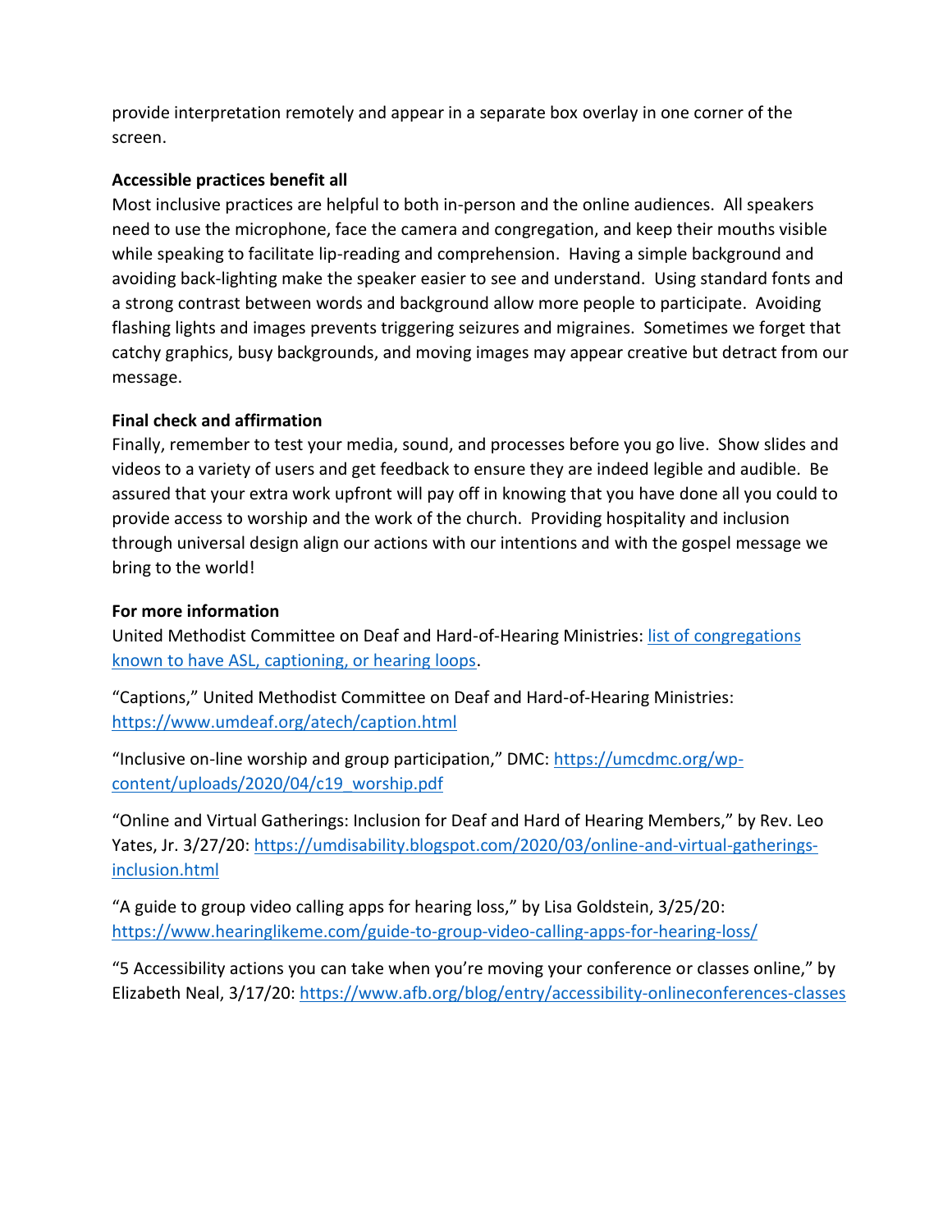provide interpretation remotely and appear in a separate box overlay in one corner of the screen.

**Accessible practices benefit all**

Most inclusive practices are helpful to both in-person and the online audiences. All speakers need to use the microphone, face the camera and congregation, and keep their mouths visible while speaking to facilitate lip-reading and comprehension. Having a simple background and avoiding back-lighting make the speaker easier to see and understand. Using standard fonts and a strong contrast between words and background allow more people to participate. Avoiding flashing lights and images prevents triggering seizures and migraines. Sometimes we forget that catchy graphics, busy backgrounds, and moving images may appear creative but detract from our message.

**Final check and affirmation**

Finally, remember to test your media, sound, and processes before you go live. Show slides and videos to a variety of users and get feedback to ensure they are indeed legible and audible. Be assured that your extra work upfront will pay off in knowing that you have done all you could to provide access to worship and the work of the church. Providing hospitality and inclusion through universal design align our actions with our intentions and with the gospel message we bring to the world!

**For more information**

United Methodist Committee on Deaf and Hard-of-Hearing Ministries: list of congregations known to have ASL, captioning, or hearing loops.

"Captions," United Methodist Committee on Deaf and Hard-of-Hearing Ministries: https://www.umdeaf.org/atech/caption.html

"Inclusive on-line worship and group participation," DMC: https://umcdmc.org/wp-content/uploads/2020/04/c19_worship.pdf

"Online and Virtual Gatherings: Inclusion for Deaf and Hard of Hearing Members," by Rev. Leo Yates, Jr. 3/27/20: https://umdisability.blogspot.com/2020/03/online-and-virtual-gatherings-inclusion.html

"A guide to group video calling apps for hearing loss," by Lisa Goldstein, 3/25/20: https://www.hearinglikeme.com/guide-to-group-video-calling-apps-for-hearing-loss/

"5 Accessibility actions you can take when you're moving your conference or classes online," by Elizabeth Neal, 3/17/20: https://www.afb.org/blog/entry/accessibility-onlineconferences-classes